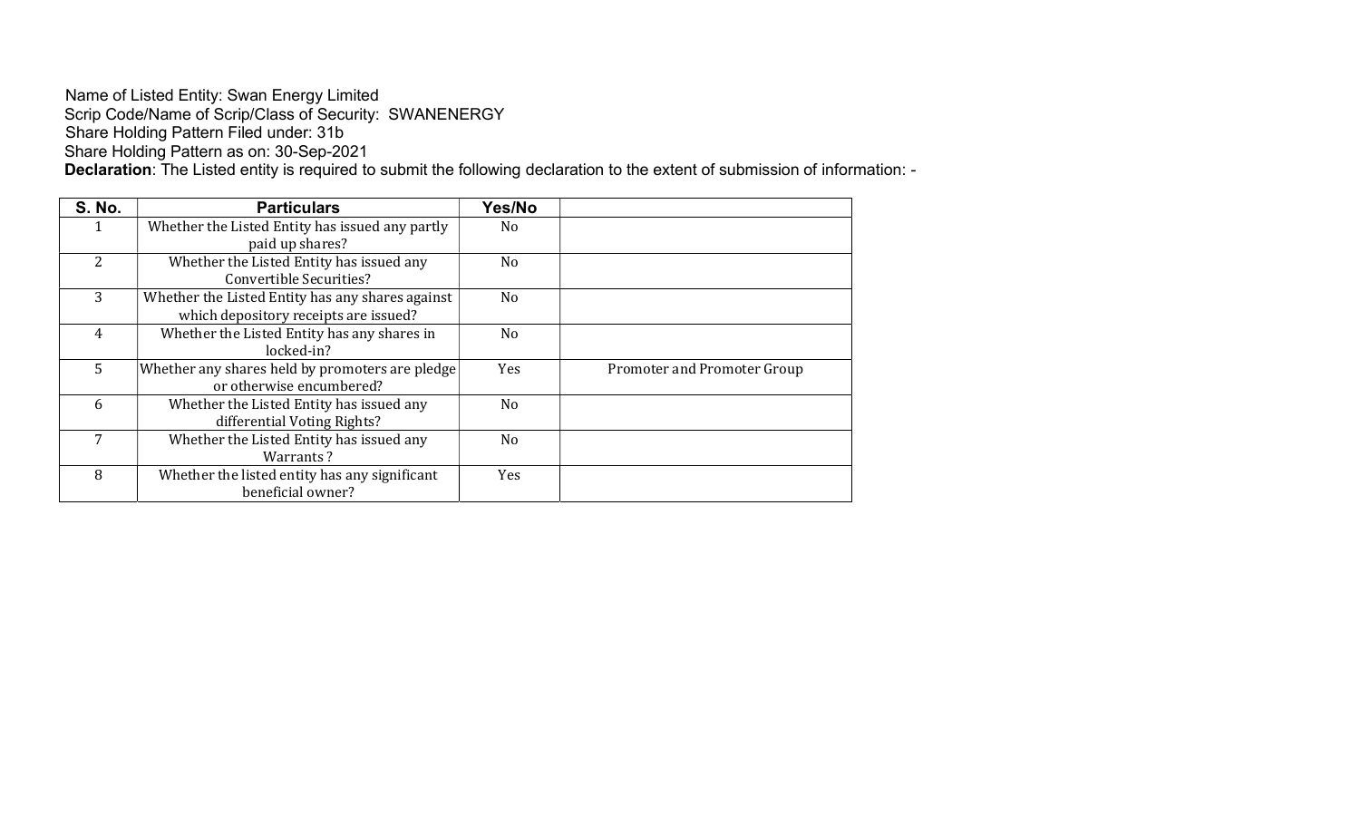Name of Listed Entity: Swan Energy Limited
Scrip Code/Name of Scrip/Class of Security: SWANENERGY
Share Holding Pattern Filed under: 31b
Share Holding Pattern as on: 30-Sep-2021
**Declaration**: The Listed entity is required to submit the following declaration to the extent of submission of information: -

| S. No. | Particulars | Yes/No | |
|---|---|---|---|
| 1 | Whether the Listed Entity has issued any partly paid up shares? | No | |
| 2 | Whether the Listed Entity has issued any Convertible Securities? | No | |
| 3 | Whether the Listed Entity has any shares against which depository receipts are issued? | No | |
| 4 | Whether the Listed Entity has any shares in locked-in? | No | |
| 5 | Whether any shares held by promoters are pledge or otherwise encumbered? | Yes | Promoter and Promoter Group |
| 6 | Whether the Listed Entity has issued any differential Voting Rights? | No | |
| 7 | Whether the Listed Entity has issued any Warrants ? | No | |
| 8 | Whether the listed entity has any significant beneficial owner? | Yes | |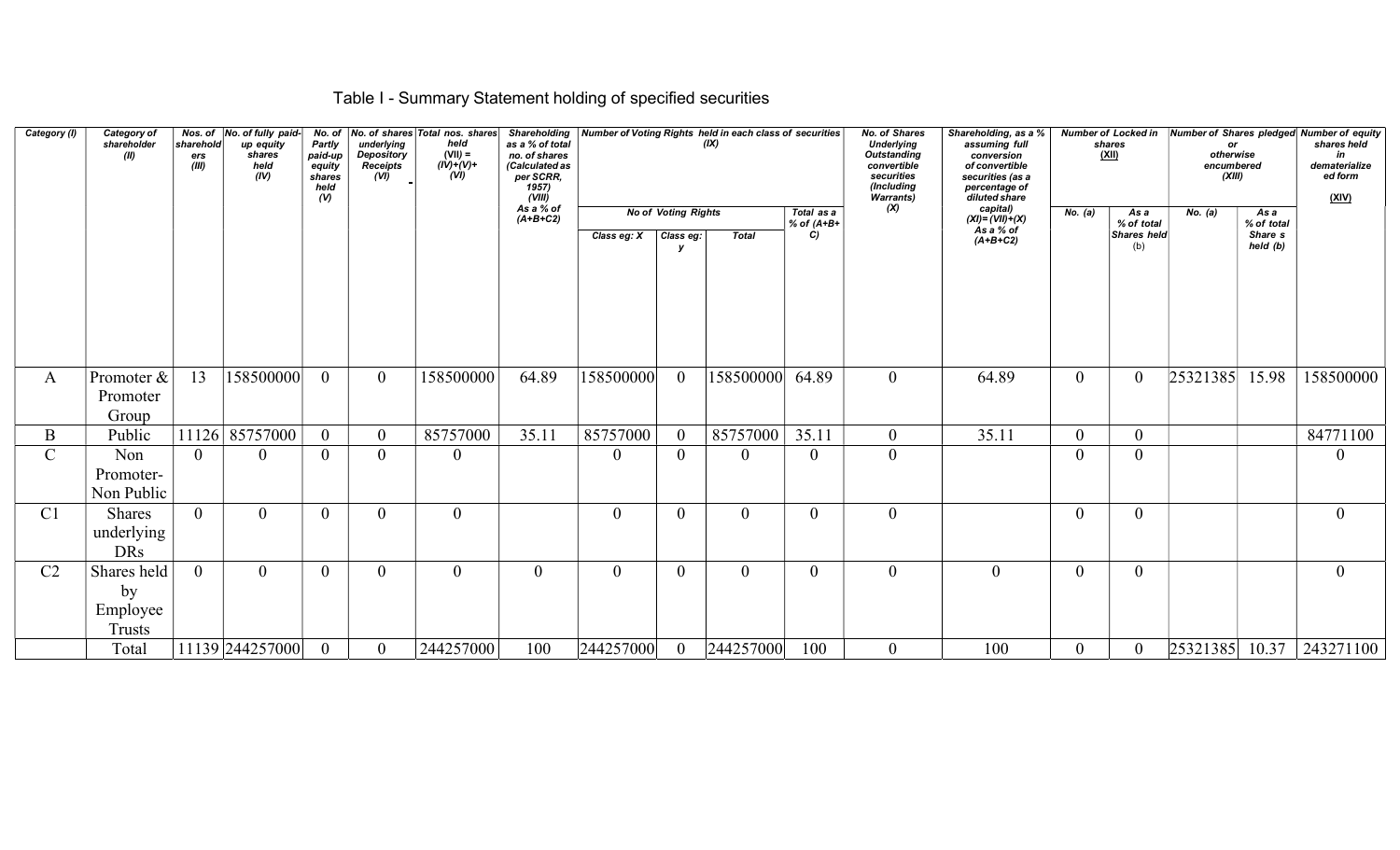# Table I - Summary Statement holding of specified securities

| Category (I) | Category of shareholder (II) | Nos. of shareholders (III) | No. of fully paid-up equity shares held (IV) | No. of Partly paid-up equity shares held (V) | No. of shares underlying Depository Receipts (VI) | Total nos. shares held (VII) = (IV)+(V)+ (VI) | Shareholding as a % of total no. of shares (Calculated as per SCRR, 1957) (VIII) As a % of (A+B+C2) | Number of Voting Rights held in each class of securities (IX) | | | | No. of Shares Underlying Outstanding convertible securities (Including Warrants) (X) | Shareholding, as a % assuming full conversion of convertible securities (as a percentage of diluted share capital) (XI)= (VII)+(X) As a % of (A+B+C2) | Number of Locked in shares (XII) | | Number of Shares pledged or otherwise encumbered (XIII) | | Number of equity shares held in dematerialized form (XIV) |
|---|---|---|---|---|---|---|---|---|---|---|---|---|---|---|---|---|---|---|
| | | | | | | | | No of Voting Rights | | | Total as a % of (A+B+C) | | | No. (a) | As a % of total Shares held (b) | No. (a) | As a % of total Share s held (b) | |
| | | | | | | | | Class eg: X | Class eg: y | Total | | | | | | | | |
| A | Promoter & Promoter Group | 13 | 158500000 | 0 | 0 | 158500000 | 64.89 | 158500000 | 0 | 158500000 | 64.89 | 0 | 64.89 | 0 | 0 | 25321385 | 15.98 | 158500000 |
| B | Public | 11126 | 85757000 | 0 | 0 | 85757000 | 35.11 | 85757000 | 0 | 85757000 | 35.11 | 0 | 35.11 | 0 | 0 | | | 84771100 |
| C | Non Promoter-Non Public | 0 | 0 | 0 | 0 | 0 | | 0 | 0 | 0 | 0 | 0 | | 0 | 0 | | | 0 |
| C1 | Shares underlying DRs | 0 | 0 | 0 | 0 | 0 | | 0 | 0 | 0 | 0 | 0 | | 0 | 0 | | | 0 |
| C2 | Shares held by Employee Trusts | 0 | 0 | 0 | 0 | 0 | 0 | 0 | 0 | 0 | 0 | 0 | 0 | 0 | 0 | | | 0 |
| | Total | 11139 | 244257000 | 0 | 0 | 244257000 | 100 | 244257000 | 0 | 244257000 | 100 | 0 | 100 | 0 | 0 | 25321385 | 10.37 | 243271100 |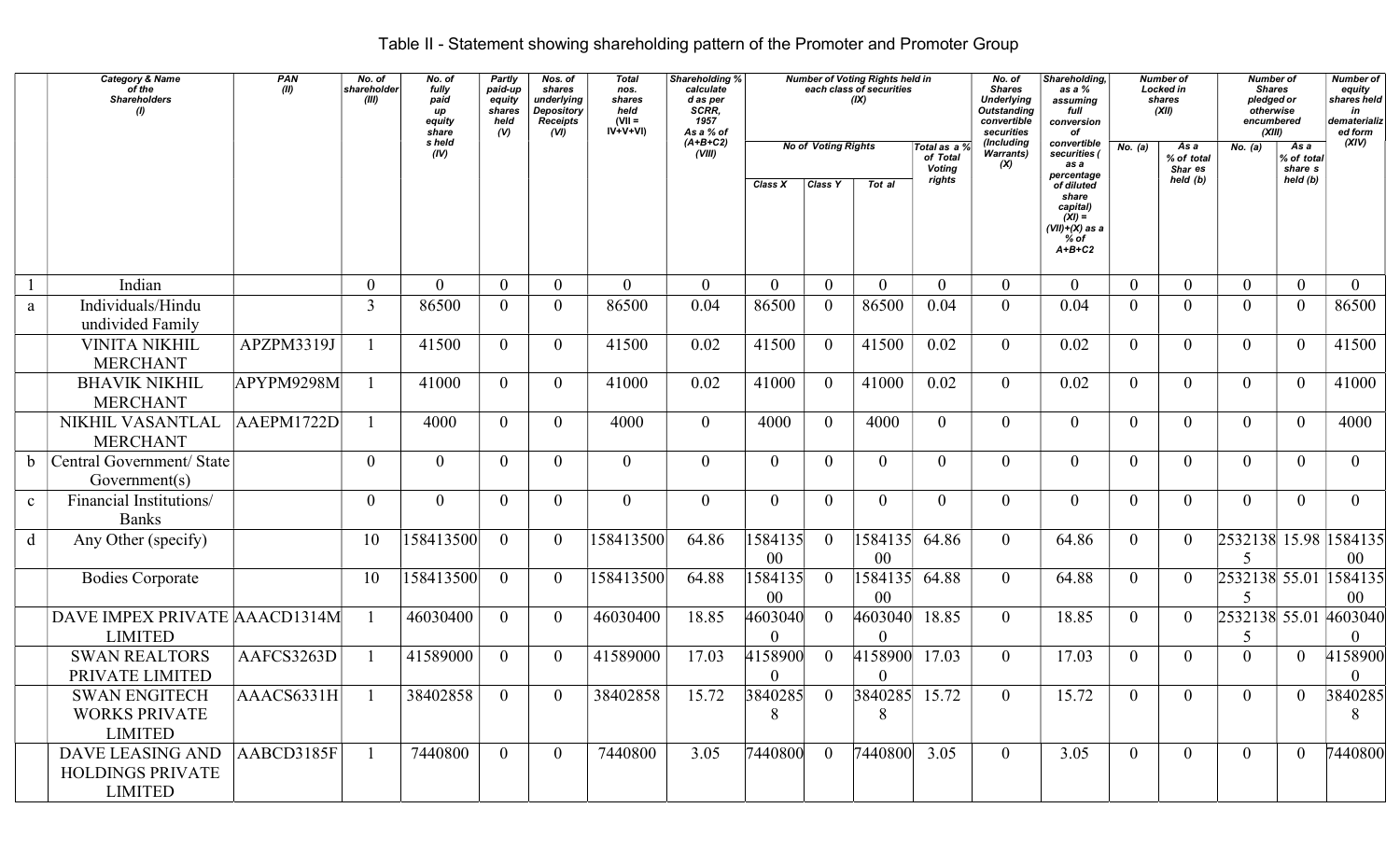## Table II - Statement showing shareholding pattern of the Promoter and Promoter Group

| | Category & Name of the Shareholders (I) | PAN (II) | No. of shareholder (III) | No. of fully paid up equity share s held (IV) | Partly paid-up equity shares held (V) | Nos. of shares underlying Depository Receipts (VI) | Total nos. shares held (VII = IV+V+VI) | Shareholding % calculate d as per SCRR, 1957 As a % of (A+B+C2) (VIII) | Number of Voting Rights held in each class of securities (IX) | | | | No. of Shares Underlying Outstanding convertible securities (Including Warrants) (X) | Shareholding, as a % assuming full conversion of convertible securities ( as a percentage of diluted share capital) (XI) = (VII)+(X) as a % of A+B+C2 | Number of Locked in shares (XII) | | Number of Shares pledged or otherwise encumbered (XIII) | | Number of equity shares held in dematerializ ed form (XIV) |
|---|---|---|---|---|---|---|---|---|---|---|---|---|---|---|---|---|---|---|---|
| | | | | | | | | | No of Voting Rights | | | Total as a % of Total Voting rights | | | No. (a) | As a % of total Shar es held (b) | No. (a) | As a % of total share s held (b) | |
| | | | | | | | | | Class X | Class Y | Tot al | | | | | | | | |
| 1 | Indian | | 0 | 0 | 0 | 0 | 0 | 0 | 0 | 0 | 0 | 0 | 0 | 0 | 0 | 0 | 0 | 0 | 0 |
| a | Individuals/Hindu undivided Family | | 3 | 86500 | 0 | 0 | 86500 | 0.04 | 86500 | 0 | 86500 | 0.04 | 0 | 0.04 | 0 | 0 | 0 | 0 | 86500 |
| | VINITA NIKHIL MERCHANT | APZPM3319J | 1 | 41500 | 0 | 0 | 41500 | 0.02 | 41500 | 0 | 41500 | 0.02 | 0 | 0.02 | 0 | 0 | 0 | 0 | 41500 |
| | BHAVIK NIKHIL MERCHANT | APYPM9298M | 1 | 41000 | 0 | 0 | 41000 | 0.02 | 41000 | 0 | 41000 | 0.02 | 0 | 0.02 | 0 | 0 | 0 | 0 | 41000 |
| | NIKHIL VASANTLAL MERCHANT | AAEPM1722D | 1 | 4000 | 0 | 0 | 4000 | 0 | 4000 | 0 | 4000 | 0 | 0 | 0 | 0 | 0 | 0 | 0 | 4000 |
| b | Central Government/ State Government(s) | | 0 | 0 | 0 | 0 | 0 | 0 | 0 | 0 | 0 | 0 | 0 | 0 | 0 | 0 | 0 | 0 | 0 |
| c | Financial Institutions/ Banks | | 0 | 0 | 0 | 0 | 0 | 0 | 0 | 0 | 0 | 0 | 0 | 0 | 0 | 0 | 0 | 0 | 0 |
| d | Any Other (specify) | | 10 | 158413500 | 0 | 0 | 158413500 | 64.86 | 158413500 | 0 | 158413500 | 64.86 | 0 | 64.86 | 0 | 0 | 25321385 | 15.98 | 158413500 |
| | Bodies Corporate | | 10 | 158413500 | 0 | 0 | 158413500 | 64.88 | 158413500 | 0 | 158413500 | 64.88 | 0 | 64.88 | 0 | 0 | 25321385 | 55.01 | 158413500 |
| | DAVE IMPEX PRIVATE LIMITED | AAACD1314M | 1 | 46030400 | 0 | 0 | 46030400 | 18.85 | 46030400 | 0 | 46030400 | 18.85 | 0 | 18.85 | 0 | 0 | 25321385 | 55.01 | 46030400 |
| | SWAN REALTORS PRIVATE LIMITED | AAFCS3263D | 1 | 41589000 | 0 | 0 | 41589000 | 17.03 | 41589000 | 0 | 41589000 | 17.03 | 0 | 17.03 | 0 | 0 | 0 | 0 | 41589000 |
| | SWAN ENGITECH WORKS PRIVATE LIMITED | AAACS6331H | 1 | 38402858 | 0 | 0 | 38402858 | 15.72 | 38402858 | 0 | 38402858 | 15.72 | 0 | 15.72 | 0 | 0 | 0 | 0 | 38402858 |
| | DAVE LEASING AND HOLDINGS PRIVATE LIMITED | AABCD3185F | 1 | 7440800 | 0 | 0 | 7440800 | 3.05 | 7440800 | 0 | 7440800 | 3.05 | 0 | 3.05 | 0 | 0 | 0 | 0 | 7440800 |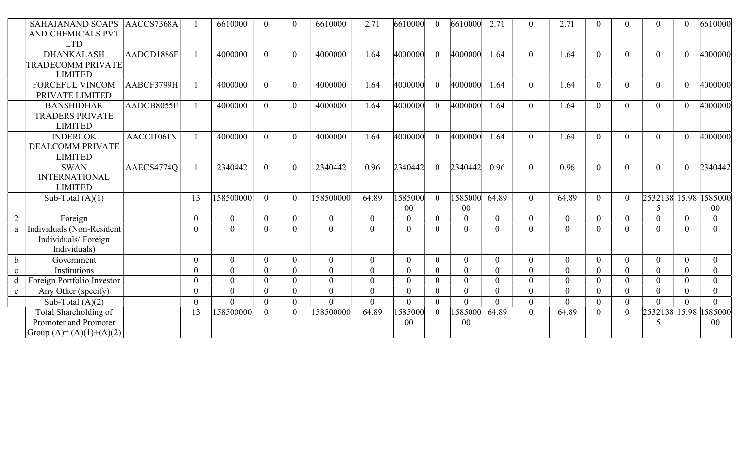| | SAHAJANAND SOAPS AND CHEMICALS PVT LTD | AACCS7368A | 1 | 6610000 | 0 | 0 | 6610000 | 2.71 | 6610000 | 0 | 6610000 | 2.71 | 0 | 2.71 | 0 | 0 | 0 | 0 | 6610000 |
|---|---|---|---|---|---|---|---|---|---|---|---|---|---|---|---|---|---|---|---|
| | DHANKALASH TRADECOMM PRIVATE LIMITED | AADCD1886F | 1 | 4000000 | 0 | 0 | 4000000 | 1.64 | 4000000 | 0 | 4000000 | 1.64 | 0 | 1.64 | 0 | 0 | 0 | 0 | 4000000 |
| | FORCEFUL VINCOM PRIVATE LIMITED | AABCF3799H | 1 | 4000000 | 0 | 0 | 4000000 | 1.64 | 4000000 | 0 | 4000000 | 1.64 | 0 | 1.64 | 0 | 0 | 0 | 0 | 4000000 |
| | BANSHIDHAR TRADERS PRIVATE LIMITED | AADCB8055E | 1 | 4000000 | 0 | 0 | 4000000 | 1.64 | 4000000 | 0 | 4000000 | 1.64 | 0 | 1.64 | 0 | 0 | 0 | 0 | 4000000 |
| | INDERLOK DEALCOMM PRIVATE LIMITED | AACCI1061N | 1 | 4000000 | 0 | 0 | 4000000 | 1.64 | 4000000 | 0 | 4000000 | 1.64 | 0 | 1.64 | 0 | 0 | 0 | 0 | 4000000 |
| | SWAN INTERNATIONAL LIMITED | AAECS4774Q | 1 | 2340442 | 0 | 0 | 2340442 | 0.96 | 2340442 | 0 | 2340442 | 0.96 | 0 | 0.96 | 0 | 0 | 0 | 0 | 2340442 |
| | Sub-Total (A)(1) | | 13 | 158500000 | 0 | 0 | 158500000 | 64.89 | 158500000 | 0 | 158500000 | 64.89 | 0 | 64.89 | 0 | 0 | 25321385 | 15.98 | 158500000 |
| 2 | Foreign | | 0 | 0 | 0 | 0 | 0 | 0 | 0 | 0 | 0 | 0 | 0 | 0 | 0 | 0 | 0 | 0 | 0 |
| a | Individuals (Non-Resident Individuals/ Foreign Individuals) | | 0 | 0 | 0 | 0 | 0 | 0 | 0 | 0 | 0 | 0 | 0 | 0 | 0 | 0 | 0 | 0 | 0 |
| b | Government | | 0 | 0 | 0 | 0 | 0 | 0 | 0 | 0 | 0 | 0 | 0 | 0 | 0 | 0 | 0 | 0 | 0 |
| c | Institutions | | 0 | 0 | 0 | 0 | 0 | 0 | 0 | 0 | 0 | 0 | 0 | 0 | 0 | 0 | 0 | 0 | 0 |
| d | Foreign Portfolio Investor | | 0 | 0 | 0 | 0 | 0 | 0 | 0 | 0 | 0 | 0 | 0 | 0 | 0 | 0 | 0 | 0 | 0 |
| e | Any Other (specify) | | 0 | 0 | 0 | 0 | 0 | 0 | 0 | 0 | 0 | 0 | 0 | 0 | 0 | 0 | 0 | 0 | 0 |
| | Sub-Total (A)(2) | | 0 | 0 | 0 | 0 | 0 | 0 | 0 | 0 | 0 | 0 | 0 | 0 | 0 | 0 | 0 | 0 | 0 |
| | Total Shareholding of Promoter and Promoter Group (A)= (A)(1)+(A)(2) | | 13 | 158500000 | 0 | 0 | 158500000 | 64.89 | 158500000 | 0 | 158500000 | 64.89 | 0 | 64.89 | 0 | 0 | 25321385 | 15.98 | 158500000 |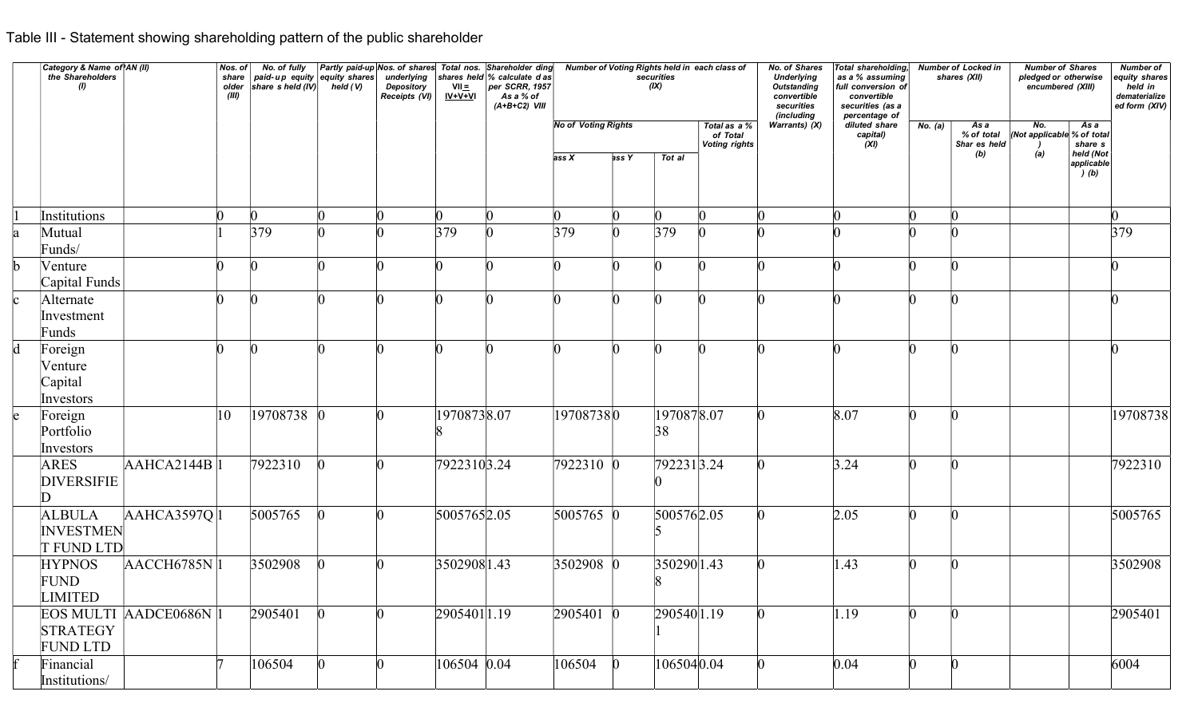Table III - Statement showing shareholding pattern of the public shareholder

| | Category & Name of the Shareholders (I) | PAN (II) | Nos. of shareholder (III) | No. of fully paid-up equity shares held (IV) | Partly paid-up equity shares held (V) | Nos. of shares underlying Depository Receipts (VI) | Total nos. shares held VII = IV+V+VI | Shareholding % calculated as per SCRR, 1957 As a % of (A+B+C2) VIII | Number of Voting Rights held in each class of securities (IX) | | | | No. of Shares Underlying Outstanding convertible securities (including Warrants) (X) | Total shareholding, as a % assuming full conversion of convertible securities (as a percentage of diluted share capital) (XI) | Number of Locked in shares (XII) | | Number of Shares pledged or otherwise encumbered (XIII) | | Number of equity shares held in dematerialized form (XIV) |
|---|---|---|---|---|---|---|---|---|---|---|---|---|---|---|---|---|---|---|---|
| | | | | | | | | | No of Voting Rights | | | Total as a % of Total Voting rights | | | No. (a) | As a % of total Shares held (b) | No. (Not applicable) (a) | As a % of total shares held (Not applicable) (b) | |
| | | | | | | | | | Class X | Class Y | Total | | | | | | | | |
| 1 | Institutions | | 0 | 0 | 0 | 0 | 0 | 0 | 0 | 0 | 0 | 0 | 0 | 0 | 0 | 0 | | | 0 |
| a | Mutual Funds/ | | 1 | 379 | 0 | 0 | 379 | 0 | 379 | 0 | 379 | 0 | 0 | 0 | 0 | 0 | | | 379 |
| b | Venture Capital Funds | | 0 | 0 | 0 | 0 | 0 | 0 | 0 | 0 | 0 | 0 | 0 | 0 | 0 | 0 | | | 0 |
| c | Alternate Investment Funds | | 0 | 0 | 0 | 0 | 0 | 0 | 0 | 0 | 0 | 0 | 0 | 0 | 0 | 0 | | | 0 |
| d | Foreign Venture Capital Investors | | 0 | 0 | 0 | 0 | 0 | 0 | 0 | 0 | 0 | 0 | 0 | 0 | 0 | 0 | | | 0 |
| e | Foreign Portfolio Investors | | 10 | 19708738 | 0 | 0 | 19708738 | 8.07 | 19708738 | 0 | 19708738 | 8.07 | 0 | 8.07 | 0 | 0 | | | 19708738 |
| | ARES DIVERSIFIED | AAHCA2144B | 1 | 7922310 | 0 | 0 | 7922310 | 3.24 | 7922310 | 0 | 7922310 | 3.24 | 0 | 3.24 | 0 | 0 | | | 7922310 |
| | ALBULA INVESTMENT FUND LTD | AAHCA3597Q | 1 | 5005765 | 0 | 0 | 5005765 | 2.05 | 5005765 | 0 | 5005765 | 2.05 | 0 | 2.05 | 0 | 0 | | | 5005765 |
| | HYPNOS FUND LIMITED | AACCH6785N | 1 | 3502908 | 0 | 0 | 3502908 | 1.43 | 3502908 | 0 | 3502908 | 1.43 | 0 | 1.43 | 0 | 0 | | | 3502908 |
| | EOS MULTI STRATEGY FUND LTD | AADCE0686N | 1 | 2905401 | 0 | 0 | 2905401 | 1.19 | 2905401 | 0 | 2905401 | 1.19 | 0 | 1.19 | 0 | 0 | | | 2905401 |
| f | Financial Institutions/ | | 7 | 106504 | 0 | 0 | 106504 | 0.04 | 106504 | 0 | 106504 | 0.04 | 0 | 0.04 | 0 | 0 | | | 6004 |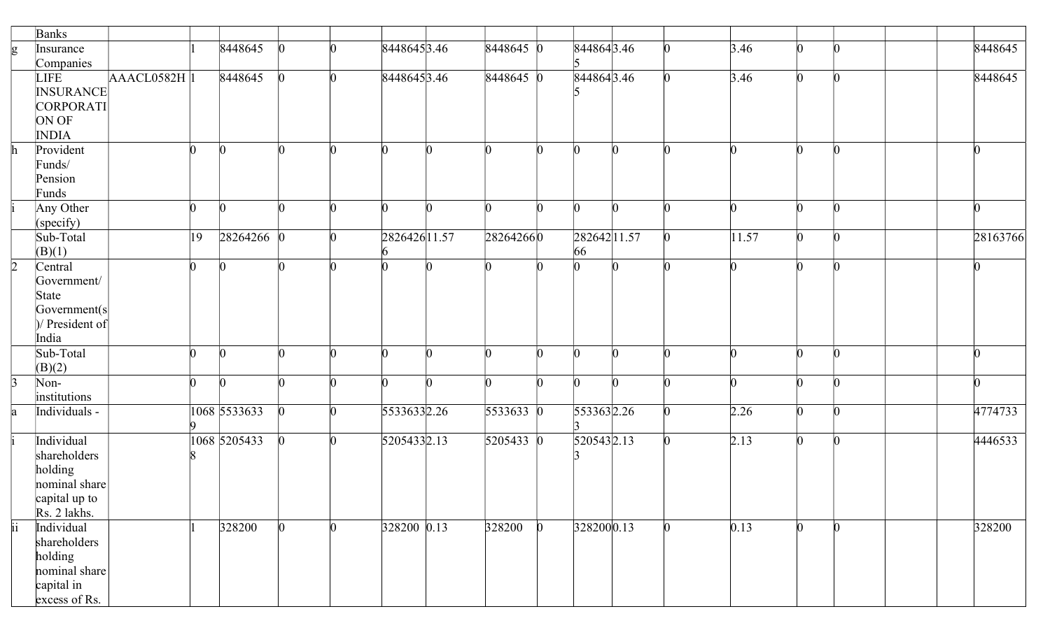| | | | | | | | | | | | | | | | | | | | |
|---|---|---|---|---|---|---|---|---|---|---|---|---|---|---|---|---|---|---|---|
| | Banks | | | | | | | | | | | | | | | | | | |
| g | Insurance Companies | | 1 | 8448645 | 0 | 0 | 8448645 | 3.46 | 8448645 | 0 | 8448645 | 3.46 | 0 | 3.46 | 0 | 0 | | | 8448645 |
| | LIFE INSURANCE CORPORATION OF INDIA | AAACL0582H | 1 | 8448645 | 0 | 0 | 8448645 | 3.46 | 8448645 | 0 | 8448645 | 3.46 | 0 | 3.46 | 0 | 0 | | | 8448645 |
| h | Provident Funds/ Pension Funds | | 0 | 0 | 0 | 0 | 0 | 0 | 0 | 0 | 0 | 0 | 0 | 0 | 0 | 0 | | | 0 |
| i | Any Other (specify) | | 0 | 0 | 0 | 0 | 0 | 0 | 0 | 0 | 0 | 0 | 0 | 0 | 0 | 0 | | | 0 |
| | Sub-Total (B)(1) | | 19 | 28264266 | 0 | 0 | 28264266 | 11.57 | 28264266 | 0 | 28264266 | 11.57 | 0 | 11.57 | 0 | 0 | | | 28163766 |
| 2 | Central Government/ State Government(s)/ President of India | | 0 | 0 | 0 | 0 | 0 | 0 | 0 | 0 | 0 | 0 | 0 | 0 | 0 | 0 | | | 0 |
| | Sub-Total (B)(2) | | 0 | 0 | 0 | 0 | 0 | 0 | 0 | 0 | 0 | 0 | 0 | 0 | 0 | 0 | | | 0 |
| 3 | Non-institutions | | 0 | 0 | 0 | 0 | 0 | 0 | 0 | 0 | 0 | 0 | 0 | 0 | 0 | 0 | | | 0 |
| a | Individuals - | | 10689 | 5533633 | 0 | 0 | 5533633 | 2.26 | 5533633 | 0 | 5533633 | 2.26 | 0 | 2.26 | 0 | 0 | | | 4774733 |
| i | Individual shareholders holding nominal share capital up to Rs. 2 lakhs. | | 10688 | 5205433 | 0 | 0 | 5205433 | 2.13 | 5205433 | 0 | 5205433 | 2.13 | 0 | 2.13 | 0 | 0 | | | 4446533 |
| ii | Individual shareholders holding nominal share capital in excess of Rs. | | 1 | 328200 | 0 | 0 | 328200 | 0.13 | 328200 | 0 | 328200 | 0.13 | 0 | 0.13 | 0 | 0 | | | 328200 |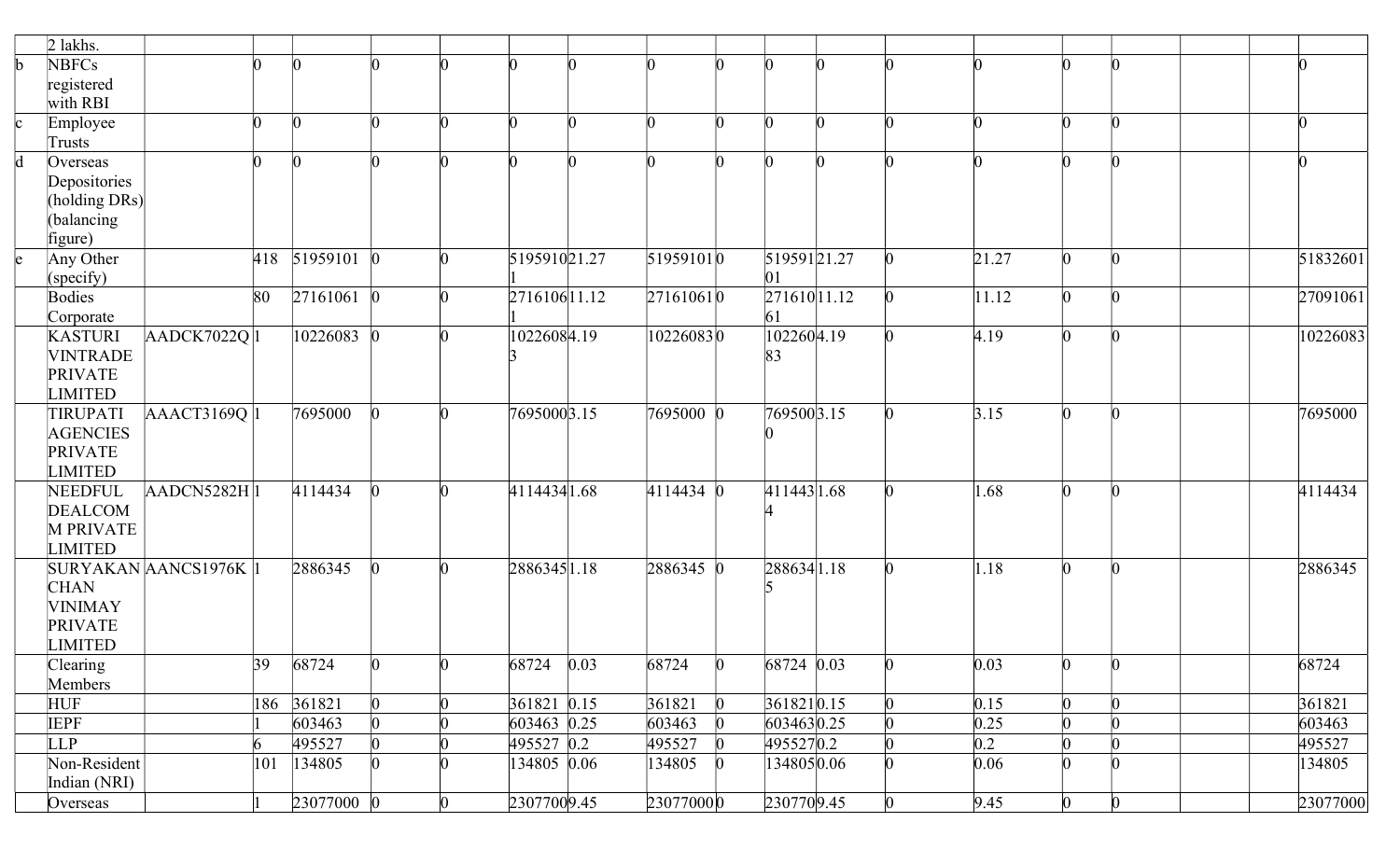| | 2 lakhs. | | | | | | | | | | | | | | | | | | |
|---|---|---|---|---|---|---|---|---|---|---|---|---|---|---|---|---|---|---|---|
| b | NBFCs registered with RBI | | 0 | 0 | 0 | 0 | 0 | 0 | 0 | 0 | 0 | 0 | 0 | 0 | 0 | 0 | | | 0 |
| c | Employee Trusts | | 0 | 0 | 0 | 0 | 0 | 0 | 0 | 0 | 0 | 0 | 0 | 0 | 0 | 0 | | | 0 |
| d | Overseas Depositories (holding DRs) (balancing figure) | | 0 | 0 | 0 | 0 | 0 | 0 | 0 | 0 | 0 | 0 | 0 | 0 | 0 | 0 | | | 0 |
| e | Any Other (specify) | | 418 | 51959101 | 0 | 0 | 51959101 | 21.27 | 51959101 | 0 | 51959101 | 21.27 | 0 | 21.27 | 0 | 0 | | | 51832601 |
| | Bodies Corporate | | 80 | 27161061 | 0 | 0 | 27161061 | 11.12 | 27161061 | 0 | 27161061 | 11.12 | 0 | 11.12 | 0 | 0 | | | 27091061 |
| | KASTURI VINTRADE PRIVATE LIMITED | AADCK7022Q | 1 | 10226083 | 0 | 0 | 10226083 | 4.19 | 10226083 | 0 | 10226083 | 4.19 | 0 | 4.19 | 0 | 0 | | | 10226083 |
| | TIRUPATI AGENCIES PRIVATE LIMITED | AAACT3169Q | 1 | 7695000 | 0 | 0 | 7695000 | 3.15 | 7695000 | 0 | 7695000 | 3.15 | 0 | 3.15 | 0 | 0 | | | 7695000 |
| | NEEDFUL DEALCOM M PRIVATE LIMITED | AADCN5282H | 1 | 4114434 | 0 | 0 | 4114434 | 1.68 | 4114434 | 0 | 4114434 | 1.68 | 0 | 1.68 | 0 | 0 | | | 4114434 |
| | SURYAKAN CHAN VINIMAY PRIVATE LIMITED | AANCS1976K | 1 | 2886345 | 0 | 0 | 2886345 | 1.18 | 2886345 | 0 | 2886345 | 1.18 | 0 | 1.18 | 0 | 0 | | | 2886345 |
| | Clearing Members | | 39 | 68724 | 0 | 0 | 68724 | 0.03 | 68724 | 0 | 68724 | 0.03 | 0 | 0.03 | 0 | 0 | | | 68724 |
| | HUF | | 186 | 361821 | 0 | 0 | 361821 | 0.15 | 361821 | 0 | 361821 | 0.15 | 0 | 0.15 | 0 | 0 | | | 361821 |
| | IEPF | | 1 | 603463 | 0 | 0 | 603463 | 0.25 | 603463 | 0 | 603463 | 0.25 | 0 | 0.25 | 0 | 0 | | | 603463 |
| | LLP | | 6 | 495527 | 0 | 0 | 495527 | 0.2 | 495527 | 0 | 495527 | 0.2 | 0 | 0.2 | 0 | 0 | | | 495527 |
| | Non-Resident Indian (NRI) | | 101 | 134805 | 0 | 0 | 134805 | 0.06 | 134805 | 0 | 134805 | 0.06 | 0 | 0.06 | 0 | 0 | | | 134805 |
| | Overseas | | 1 | 23077000 | 0 | 0 | 23077000 | 9.45 | 23077000 | 0 | 23077000 | 9.45 | 0 | 9.45 | 0 | 0 | | | 23077000 |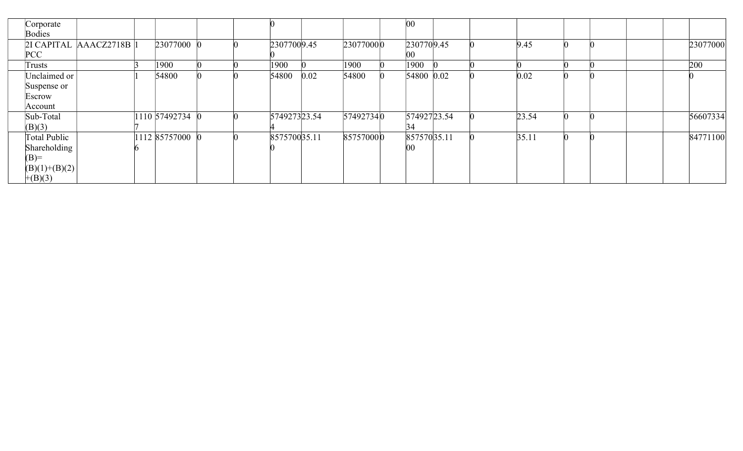| | Corporate Bodies | | | | | | 0 | | | | 00 | | | | | | | | |
|---|---|---|---|---|---|---|---|---|---|---|---|---|---|---|---|---|---|---|---|
| | 2I CAPITAL PCC | AAACZ2718B | 1 | 23077000 | 0 | 0 | 23077000 | 9.45 | 23077000 | 0 | 23077000 | 9.45 | 0 | 9.45 | 0 | 0 | | | 23077000 |
| | Trusts | | 3 | 1900 | 0 | 0 | 1900 | 0 | 1900 | 0 | 1900 | 0 | 0 | 0 | 0 | 0 | | | 200 |
| | Unclaimed or Suspense or Escrow Account | | 1 | 54800 | 0 | 0 | 54800 | 0.02 | 54800 | 0 | 54800 | 0.02 | 0 | 0.02 | 0 | 0 | | | 0 |
| | Sub-Total (B)(3) | | 11107 | 57492734 | 0 | 0 | 57492734 | 23.54 | 57492734 | 0 | 57492734 | 23.54 | 0 | 23.54 | 0 | 0 | | | 56607334 |
| | Total Public Shareholding (B)= (B)(1)+(B)(2) +(B)(3) | | 11126 | 85757000 | 0 | 0 | 85757000 | 35.11 | 85757000 | 0 | 85757000 | 35.11 | 0 | 35.11 | 0 | 0 | | | 84771100 |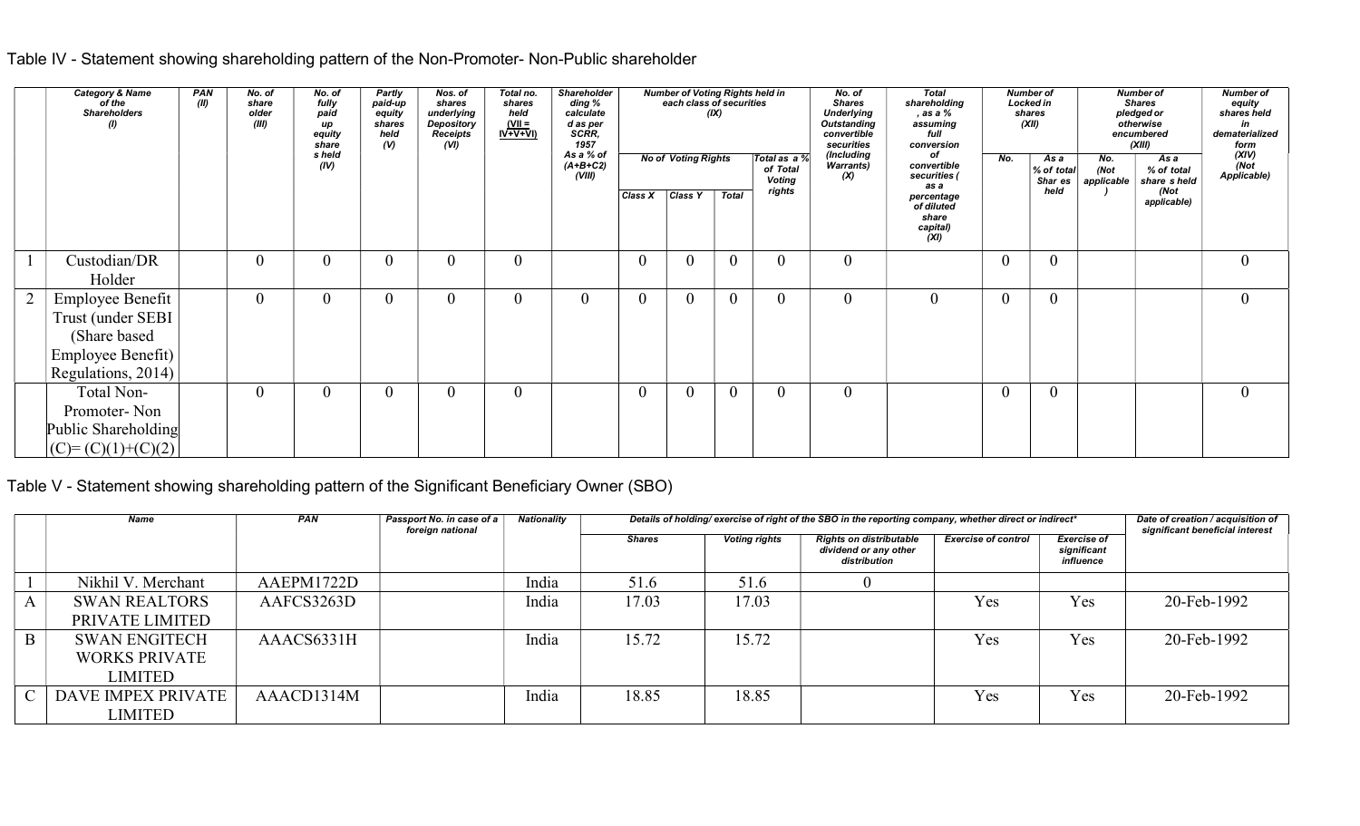Table IV - Statement showing shareholding pattern of the Non-Promoter- Non-Public shareholder

| | Category & Name of the Shareholders (I) | PAN (II) | No. of share older (III) | No. of fully paid up equity share s held (IV) | Partly paid-up equity shares held (V) | Nos. of shares underlying Depository Receipts (VI) | Total no. shares held (VII = IV+V+VI) | Shareholder ding % calculate d as per SCRR, 1957 As a % of (A+B+C2) (VIII) | Number of Voting Rights held in each class of securities (IX) | | | | No. of Shares Underlying Outstanding convertible securities (Including Warrants) (X) | Total shareholding , as a % assuming full conversion of convertible securities ( as a percentage of diluted share capital) (XI) | Number of Locked in shares (XII) | | Number of Shares pledged or otherwise encumbered (XIII) | | Number of equity shares held in dematerialized form (XIV) (Not Applicable) |
|---|---|---|---|---|---|---|---|---|---|---|---|---|---|---|---|---|---|---|---|
| | | | | | | | | | No of Voting Rights | | | Total as a % of Total Voting rights | | | No. | As a % of total Shar es held | No. (Not applicable ) | As a % of total share s held (Not applicable) | |
| | | | | | | | | | Class X | Class Y | Total | | | | | | | | |
| 1 | Custodian/DR Holder | | 0 | 0 | 0 | 0 | 0 | | 0 | 0 | 0 | 0 | 0 | | 0 | 0 | | | 0 |
| 2 | Employee Benefit Trust (under SEBI (Share based Employee Benefit) Regulations, 2014) | | 0 | 0 | 0 | 0 | 0 | 0 | 0 | 0 | 0 | 0 | 0 | 0 | 0 | 0 | | | 0 |
| | Total Non-Promoter- Non Public Shareholding (C)= (C)(1)+(C)(2) | | 0 | 0 | 0 | 0 | 0 | | 0 | 0 | 0 | 0 | 0 | | 0 | 0 | | | 0 |

Table V - Statement showing shareholding pattern of the Significant Beneficiary Owner (SBO)

| | Name | PAN | Passport No. in case of a foreign national | Nationality | Details of holding/ exercise of right of the SBO in the reporting company, whether direct or indirect* | | | | | Date of creation / acquisition of significant beneficial interest |
|---|---|---|---|---|---|---|---|---|---|---|
| | | | | | Shares | Voting rights | Rights on distributable dividend or any other distribution | Exercise of control | Exercise of significant influence | |
| 1 | Nikhil V. Merchant | AAEPM1722D | | India | 51.6 | 51.6 | 0 | | | |
| A | SWAN REALTORS PRIVATE LIMITED | AAFCS3263D | | India | 17.03 | 17.03 | | Yes | Yes | 20-Feb-1992 |
| B | SWAN ENGITECH WORKS PRIVATE LIMITED | AAACS6331H | | India | 15.72 | 15.72 | | Yes | Yes | 20-Feb-1992 |
| C | DAVE IMPEX PRIVATE LIMITED | AAACD1314M | | India | 18.85 | 18.85 | | Yes | Yes | 20-Feb-1992 |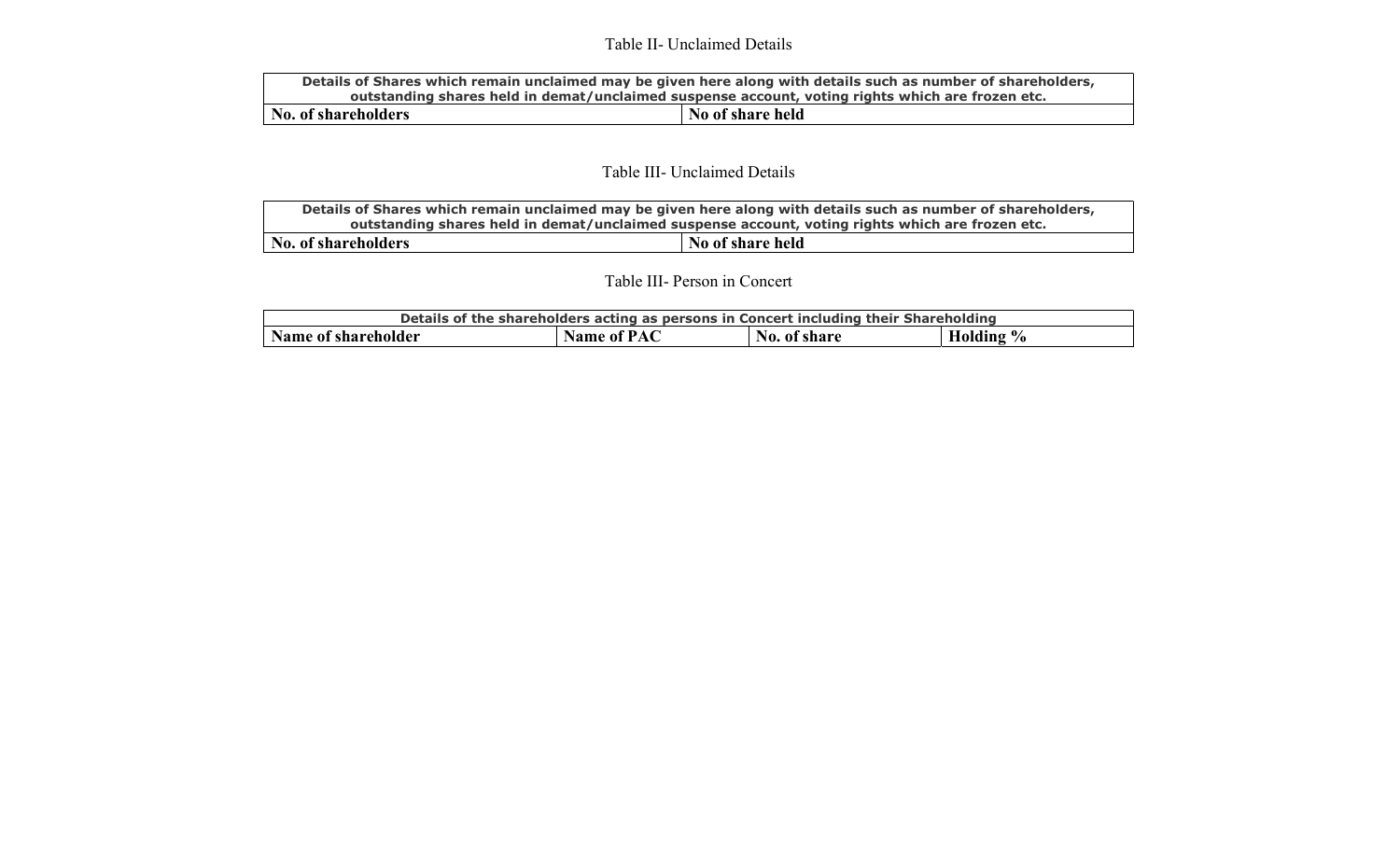Table II- Unclaimed Details

| Details of Shares which remain unclaimed may be given here along with details such as number of shareholders, outstanding shares held in demat/unclaimed suspense account, voting rights which are frozen etc. | |
|---|---|
| **No. of shareholders** | **No of share held** |

Table III- Unclaimed Details

| Details of Shares which remain unclaimed may be given here along with details such as number of shareholders, outstanding shares held in demat/unclaimed suspense account, voting rights which are frozen etc. | |
|---|---|
| **No. of shareholders** | **No of share held** |

Table III- Person in Concert

| Details of the shareholders acting as persons in Concert including their Shareholding | | | |
|---|---|---|---|
| **Name of shareholder** | **Name of PAC** | **No. of share** | **Holding %** |